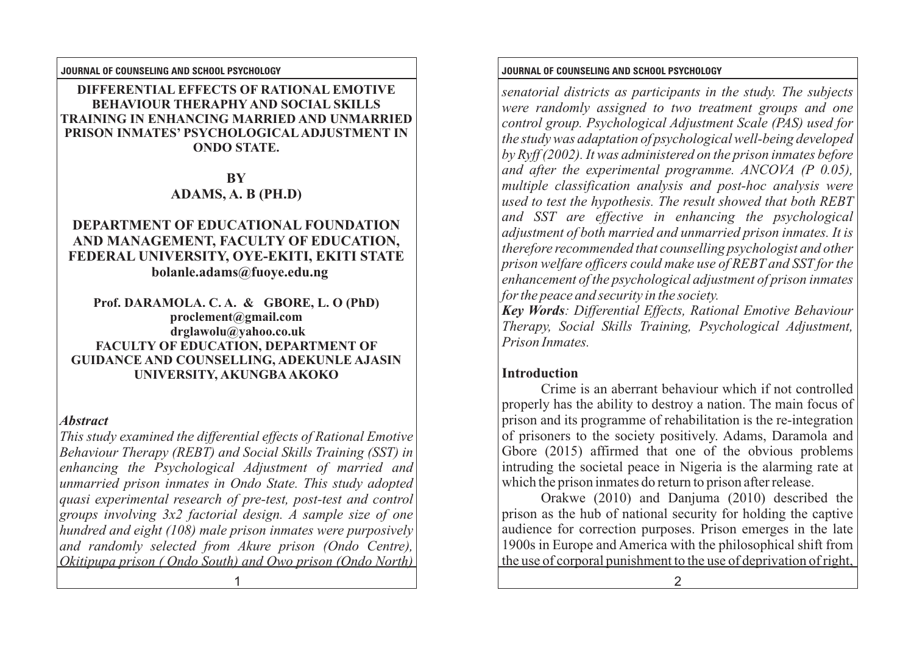# DIFFERENTIAL EFFECTS OF RATIONAL EMOTIVE BEHAVIOUR THERAPHY AND SOCIAL SKILLS TRAINING IN ENHANCING MARRIED AND UNMARRIED PRISON INMATES' PSYCHOLOGICAL ADJUSTMENT IN ONDO STATE.

**BY**

**ADAMS, A. B (PH.D)**

**DEPARTMENT OF EDUCATIONAL FOUNDATION AND MANAGEMENT, FACULTY OF EDUCATION, FEDERAL UNIVERSITY, OYE-EKITI, EKITI STATE**
**bolanle.adams@fuoye.edu.ng**

**Prof. DARAMOLA. C. A. & GBORE, L. O (PhD)**
**proclement@gmail.com**
**drglawolu@yahoo.co.uk**
**FACULTY OF EDUCATION, DEPARTMENT OF GUIDANCE AND COUNSELLING, ADEKUNLE AJASIN UNIVERSITY, AKUNGBA AKOKO**

### *Abstract*

*This study examined the differential effects of Rational Emotive Behaviour Therapy (REBT) and Social Skills Training (SST) in enhancing the Psychological Adjustment of married and unmarried prison inmates in Ondo State. This study adopted quasi experimental research of pre-test, post-test and control groups involving 3x2 factorial design. A sample size of one hundred and eight (108) male prison inmates were purposively and randomly selected from Akure prison (Ondo Centre), Okitipupa prison ( Ondo South) and Owo prison (Ondo North) senatorial districts as participants in the study. The subjects were randomly assigned to two treatment groups and one control group. Psychological Adjustment Scale (PAS) used for the study was adaptation of psychological well-being developed by Ryff (2002). It was administered on the prison inmates before and after the experimental programme. ANCOVA (P 0.05), multiple classification analysis and post-hoc analysis were used to test the hypothesis. The result showed that both REBT and SST are effective in enhancing the psychological adjustment of both married and unmarried prison inmates. It is therefore recommended that counselling psychologist and other prison welfare officers could make use of REBT and SST for the enhancement of the psychological adjustment of prison inmates for the peace and security in the society.*

***Key Words****: Differential Effects, Rational Emotive Behaviour Therapy, Social Skills Training, Psychological Adjustment, Prison Inmates.*

## Introduction

Crime is an aberrant behaviour which if not controlled properly has the ability to destroy a nation. The main focus of prison and its programme of rehabilitation is the re-integration of prisoners to the society positively. Adams, Daramola and Gbore (2015) affirmed that one of the obvious problems intruding the societal peace in Nigeria is the alarming rate at which the prison inmates do return to prison after release.

Orakwe (2010) and Danjuma (2010) described the prison as the hub of national security for holding the captive audience for correction purposes. Prison emerges in the late 1900s in Europe and America with the philosophical shift from the use of corporal punishment to the use of deprivation of right,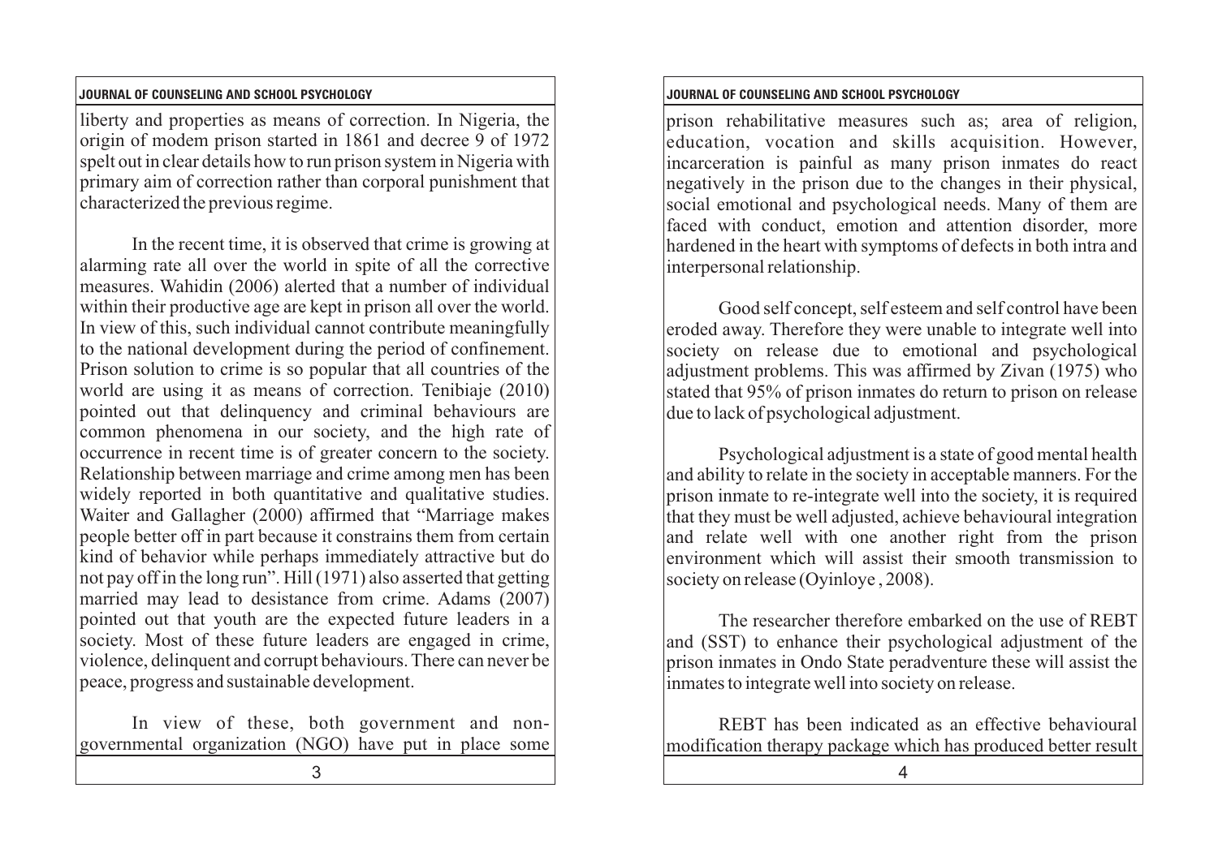liberty and properties as means of correction. In Nigeria, the origin of modem prison started in 1861 and decree 9 of 1972 spelt out in clear details how to run prison system in Nigeria with primary aim of correction rather than corporal punishment that characterized the previous regime.

In the recent time, it is observed that crime is growing at alarming rate all over the world in spite of all the corrective measures. Wahidin (2006) alerted that a number of individual within their productive age are kept in prison all over the world. In view of this, such individual cannot contribute meaningfully to the national development during the period of confinement. Prison solution to crime is so popular that all countries of the world are using it as means of correction. Tenibiaje (2010) pointed out that delinquency and criminal behaviours are common phenomena in our society, and the high rate of occurrence in recent time is of greater concern to the society. Relationship between marriage and crime among men has been widely reported in both quantitative and qualitative studies. Waiter and Gallagher (2000) affirmed that "Marriage makes people better off in part because it constrains them from certain kind of behavior while perhaps immediately attractive but do not pay off in the long run". Hill (1971) also asserted that getting married may lead to desistance from crime. Adams (2007) pointed out that youth are the expected future leaders in a society. Most of these future leaders are engaged in crime, violence, delinquent and corrupt behaviours. There can never be peace, progress and sustainable development.

In view of these, both government and non-governmental organization (NGO) have put in place some prison rehabilitative measures such as; area of religion, education, vocation and skills acquisition. However, incarceration is painful as many prison inmates do react negatively in the prison due to the changes in their physical, social emotional and psychological needs. Many of them are faced with conduct, emotion and attention disorder, more hardened in the heart with symptoms of defects in both intra and interpersonal relationship.

Good self concept, self esteem and self control have been eroded away. Therefore they were unable to integrate well into society on release due to emotional and psychological adjustment problems. This was affirmed by Zivan (1975) who stated that 95% of prison inmates do return to prison on release due to lack of psychological adjustment.

Psychological adjustment is a state of good mental health and ability to relate in the society in acceptable manners. For the prison inmate to re-integrate well into the society, it is required that they must be well adjusted, achieve behavioural integration and relate well with one another right from the prison environment which will assist their smooth transmission to society on release (Oyinloye , 2008).

The researcher therefore embarked on the use of REBT and (SST) to enhance their psychological adjustment of the prison inmates in Ondo State peradventure these will assist the inmates to integrate well into society on release.

REBT has been indicated as an effective behavioural modification therapy package which has produced better result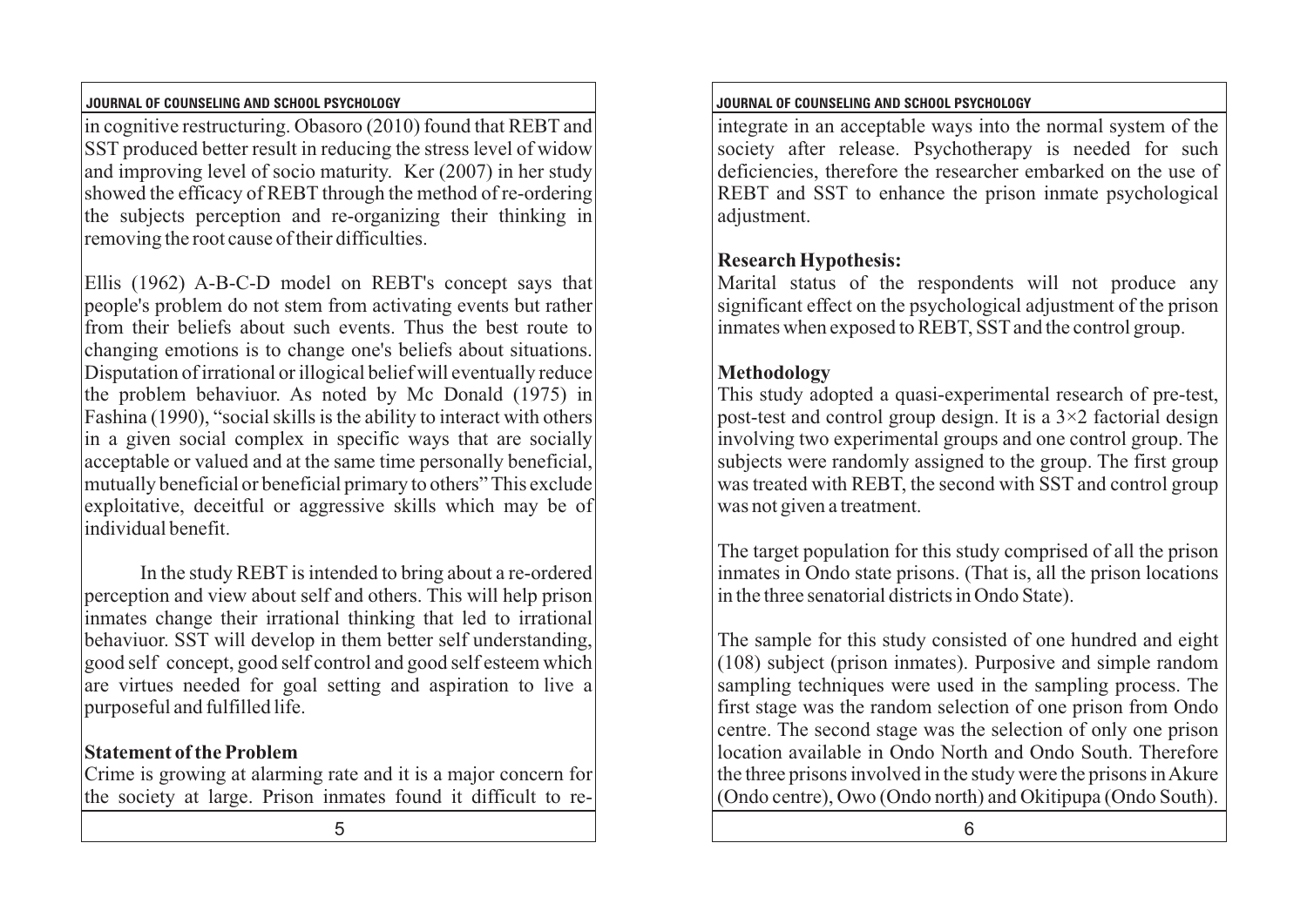in cognitive restructuring. Obasoro (2010) found that REBT and SST produced better result in reducing the stress level of widow and improving level of socio maturity. Ker (2007) in her study showed the efficacy of REBT through the method of re-ordering the subjects perception and re-organizing their thinking in removing the root cause of their difficulties.

Ellis (1962) A-B-C-D model on REBT's concept says that people's problem do not stem from activating events but rather from their beliefs about such events. Thus the best route to changing emotions is to change one's beliefs about situations. Disputation of irrational or illogical belief will eventually reduce the problem behaviuor. As noted by Mc Donald (1975) in Fashina (1990), "social skills is the ability to interact with others in a given social complex in specific ways that are socially acceptable or valued and at the same time personally beneficial, mutually beneficial or beneficial primary to others" This exclude exploitative, deceitful or aggressive skills which may be of individual benefit.

In the study REBT is intended to bring about a re-ordered perception and view about self and others. This will help prison inmates change their irrational thinking that led to irrational behaviuor. SST will develop in them better self understanding, good self concept, good self control and good self esteem which are virtues needed for goal setting and aspiration to live a purposeful and fulfilled life.

**Statement of the Problem**

Crime is growing at alarming rate and it is a major concern for the society at large. Prison inmates found it difficult to re-integrate in an acceptable ways into the normal system of the society after release. Psychotherapy is needed for such deficiencies, therefore the researcher embarked on the use of REBT and SST to enhance the prison inmate psychological adjustment.

**Research Hypothesis:**

Marital status of the respondents will not produce any significant effect on the psychological adjustment of the prison inmates when exposed to REBT, SST and the control group.

**Methodology**

This study adopted a quasi-experimental research of pre-test, post-test and control group design. It is a $3 \times 2$ factorial design involving two experimental groups and one control group. The subjects were randomly assigned to the group. The first group was treated with REBT, the second with SST and control group was not given a treatment.

The target population for this study comprised of all the prison inmates in Ondo state prisons. (That is, all the prison locations in the three senatorial districts in Ondo State).

The sample for this study consisted of one hundred and eight (108) subject (prison inmates). Purposive and simple random sampling techniques were used in the sampling process. The first stage was the random selection of one prison from Ondo centre. The second stage was the selection of only one prison location available in Ondo North and Ondo South. Therefore the three prisons involved in the study were the prisons in Akure (Ondo centre), Owo (Ondo north) and Okitipupa (Ondo South).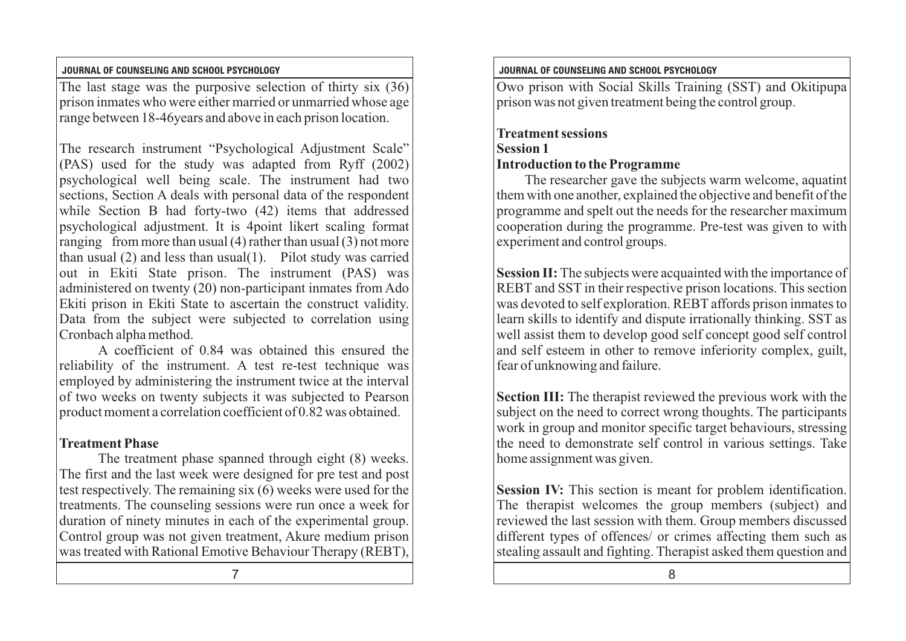The last stage was the purposive selection of thirty six (36) prison inmates who were either married or unmarried whose age range between 18-46years and above in each prison location.

The research instrument "Psychological Adjustment Scale" (PAS) used for the study was adapted from Ryff (2002) psychological well being scale. The instrument had two sections, Section A deals with personal data of the respondent while Section B had forty-two (42) items that addressed psychological adjustment. It is 4point likert scaling format ranging from more than usual (4) rather than usual (3) not more than usual (2) and less than usual(1). Pilot study was carried out in Ekiti State prison. The instrument (PAS) was administered on twenty (20) non-participant inmates from Ado Ekiti prison in Ekiti State to ascertain the construct validity. Data from the subject were subjected to correlation using Cronbach alpha method.

A coefficient of 0.84 was obtained this ensured the reliability of the instrument. A test re-test technique was employed by administering the instrument twice at the interval of two weeks on twenty subjects it was subjected to Pearson product moment a correlation coefficient of 0.82 was obtained.

**Treatment Phase**

The treatment phase spanned through eight (8) weeks. The first and the last week were designed for pre test and post test respectively. The remaining six (6) weeks were used for the treatments. The counseling sessions were run once a week for duration of ninety minutes in each of the experimental group. Control group was not given treatment, Akure medium prison was treated with Rational Emotive Behaviour Therapy (REBT), Owo prison with Social Skills Training (SST) and Okitipupa prison was not given treatment being the control group.

**Treatment sessions**

**Session 1**

**Introduction to the Programme**

The researcher gave the subjects warm welcome, aquatint them with one another, explained the objective and benefit of the programme and spelt out the needs for the researcher maximum cooperation during the programme. Pre-test was given to with experiment and control groups.

**Session II:** The subjects were acquainted with the importance of REBT and SST in their respective prison locations. This section was devoted to self exploration. REBT affords prison inmates to learn skills to identify and dispute irrationally thinking. SST as well assist them to develop good self concept good self control and self esteem in other to remove inferiority complex, guilt, fear of unknowing and failure.

**Section III:** The therapist reviewed the previous work with the subject on the need to correct wrong thoughts. The participants work in group and monitor specific target behaviours, stressing the need to demonstrate self control in various settings. Take home assignment was given.

**Session IV:** This section is meant for problem identification. The therapist welcomes the group members (subject) and reviewed the last session with them. Group members discussed different types of offences/ or crimes affecting them such as stealing assault and fighting. Therapist asked them question and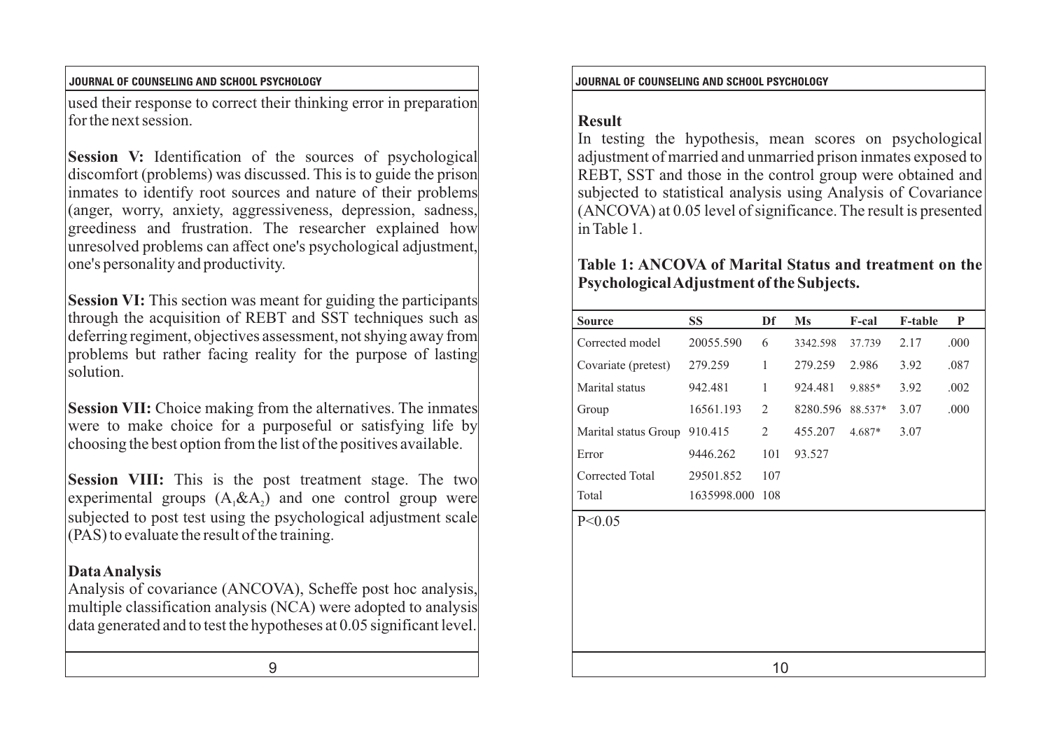used their response to correct their thinking error in preparation for the next session.

**Session V:** Identification of the sources of psychological discomfort (problems) was discussed. This is to guide the prison inmates to identify root sources and nature of their problems (anger, worry, anxiety, aggressiveness, depression, sadness, greediness and frustration. The researcher explained how unresolved problems can affect one's psychological adjustment, one's personality and productivity.

**Session VI:** This section was meant for guiding the participants through the acquisition of REBT and SST techniques such as deferring regiment, objectives assessment, not shying away from problems but rather facing reality for the purpose of lasting solution.

**Session VII:** Choice making from the alternatives. The inmates were to make choice for a purposeful or satisfying life by choosing the best option from the list of the positives available.

**Session VIII:** This is the post treatment stage. The two experimental groups ($A_1$&$A_2$) and one control group were subjected to post test using the psychological adjustment scale (PAS) to evaluate the result of the training.

## Data Analysis

Analysis of covariance (ANCOVA), Scheffe post hoc analysis, multiple classification analysis (NCA) were adopted to analysis data generated and to test the hypotheses at 0.05 significant level.

## Result

In testing the hypothesis, mean scores on psychological adjustment of married and unmarried prison inmates exposed to REBT, SST and those in the control group were obtained and subjected to statistical analysis using Analysis of Covariance (ANCOVA) at 0.05 level of significance. The result is presented in Table 1.

**Table 1: ANCOVA of Marital Status and treatment on the Psychological Adjustment of the Subjects.**

| Source | SS | Df | Ms | F-cal | F-table | P |
|---|---|---|---|---|---|---|
| Corrected model | 20055.590 | 6 | 3342.598 | 37.739 | 2.17 | .000 |
| Covariate (pretest) | 279.259 | 1 | 279.259 | 2.986 | 3.92 | .087 |
| Marital status | 942.481 | 1 | 924.481 | 9.885* | 3.92 | .002 |
| Group | 16561.193 | 2 | 8280.596 | 88.537* | 3.07 | .000 |
| Marital status Group | 910.415 | 2 | 455.207 | 4.687* | 3.07 | |
| Error | 9446.262 | 101 | 93.527 | | | |
| Corrected Total | 29501.852 | 107 | | | | |
| Total | 1635998.000 | 108 | | | | |

P<0.05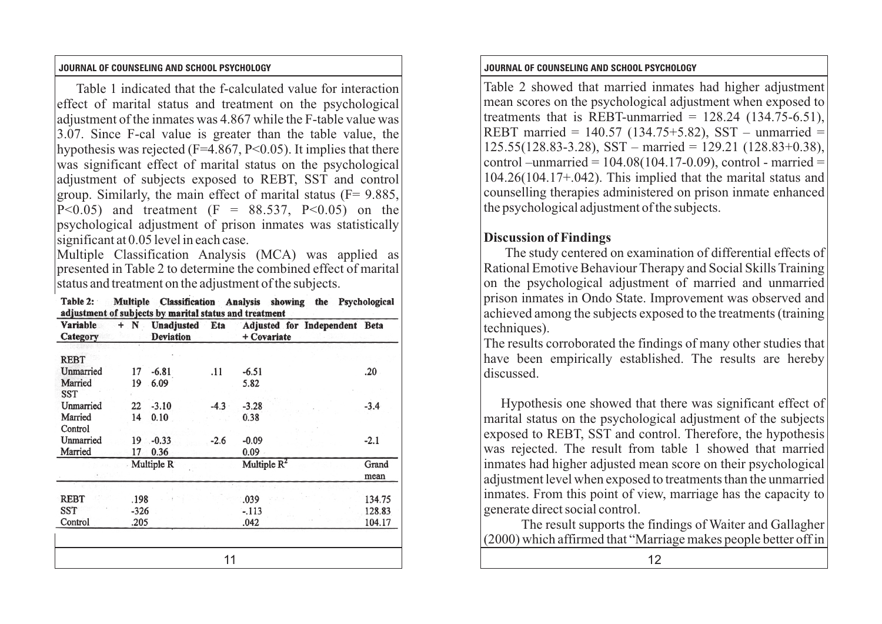Table 1 indicated that the f-calculated value for interaction effect of marital status and treatment on the psychological adjustment of the inmates was 4.867 while the F-table value was 3.07. Since F-cal value is greater than the table value, the hypothesis was rejected ($F=4.867$, $P<0.05$). It implies that there was significant effect of marital status on the psychological adjustment of subjects exposed to REBT, SST and control group. Similarly, the main effect of marital status ($F= 9.885$, $P<0.05$) and treatment ($F = 88.537$, $P<0.05$) on the psychological adjustment of prison inmates was statistically significant at 0.05 level in each case.

Multiple Classification Analysis (MCA) was applied as presented in Table 2 to determine the combined effect of marital status and treatment on the adjustment of the subjects.

**Table 2: Multiple Classification Analysis showing the Psychological adjustment of subjects by marital status and treatment**

| Variable + Category | N | Unadjusted Deviation | Eta | Adjusted for Independent + Covariate | Beta |
|---|---|---|---|---|---|
| REBT | | | | | |
| Unmarried | 17 | -6.81 | .11 | -6.51 | .20 |
| Married | 19 | 6.09 | | 5.82 | |
| SST | | | | | |
| Unmarried | 22 | -3.10 | -4.3 | -3.28 | -3.4 |
| Married | 14 | 0.10 | | 0.38 | |
| Control | | | | | |
| Unmarried | 19 | -0.33 | -2.6 | -0.09 | -2.1 |
| Married | 17 | 0.36 | | 0.09 | |
| | Multiple R | | | Multiple $R^2$ | Grand mean |
| REBT | .198 | | | .039 | 134.75 |
| SST | -326 | | | -.113 | 128.83 |
| Control | .205 | | | .042 | 104.17 |

Table 2 showed that married inmates had higher adjustment mean scores on the psychological adjustment when exposed to treatments that is REBT-unmarried = 128.24 (134.75-6.51), REBT married = 140.57 (134.75+5.82), SST – unmarried = 125.55(128.83-3.28), SST – married = 129.21 (128.83+0.38), control –unmarried = 104.08(104.17-0.09), control - married = 104.26(104.17+.042). This implied that the marital status and counselling therapies administered on prison inmate enhanced the psychological adjustment of the subjects.

**Discussion of Findings**

The study centered on examination of differential effects of Rational Emotive Behaviour Therapy and Social Skills Training on the psychological adjustment of married and unmarried prison inmates in Ondo State. Improvement was observed and achieved among the subjects exposed to the treatments (training techniques).

The results corroborated the findings of many other studies that have been empirically established. The results are hereby discussed.

Hypothesis one showed that there was significant effect of marital status on the psychological adjustment of the subjects exposed to REBT, SST and control. Therefore, the hypothesis was rejected. The result from table 1 showed that married inmates had higher adjusted mean score on their psychological adjustment level when exposed to treatments than the unmarried inmates. From this point of view, marriage has the capacity to generate direct social control.

The result supports the findings of Waiter and Gallagher (2000) which affirmed that "Marriage makes people better off in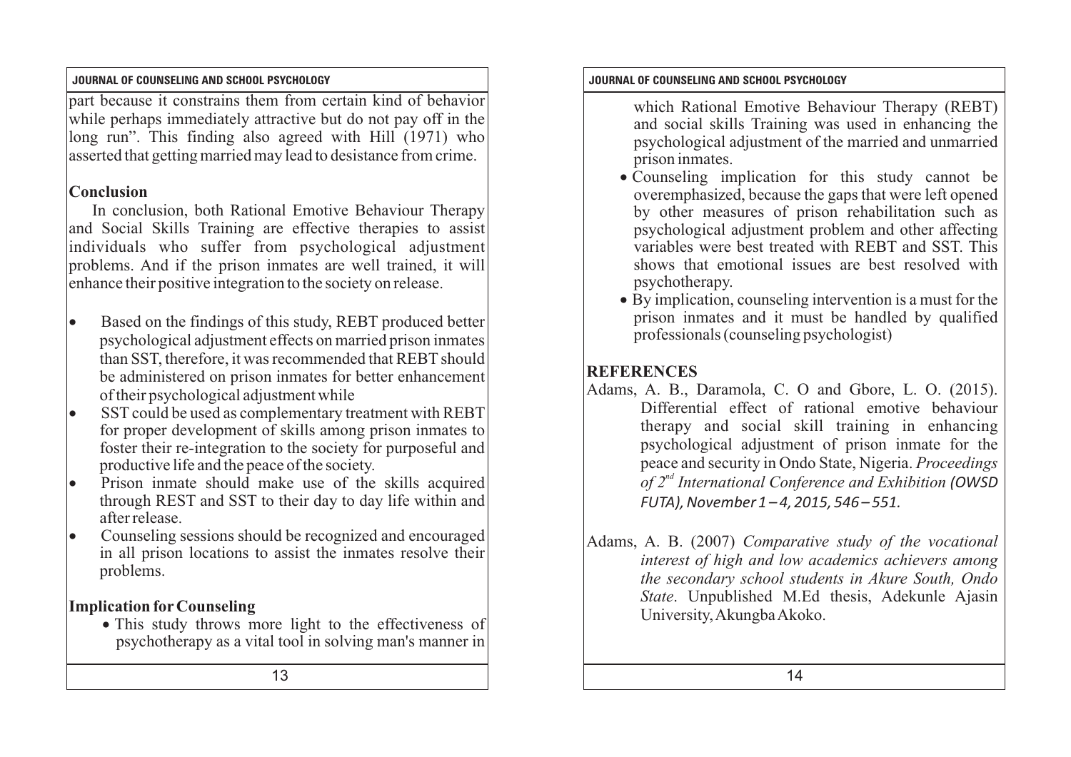part because it constrains them from certain kind of behavior while perhaps immediately attractive but do not pay off in the long run". This finding also agreed with Hill (1971) who asserted that getting married may lead to desistance from crime.

## Conclusion

In conclusion, both Rational Emotive Behaviour Therapy and Social Skills Training are effective therapies to assist individuals who suffer from psychological adjustment problems. And if the prison inmates are well trained, it will enhance their positive integration to the society on release.

- Based on the findings of this study, REBT produced better psychological adjustment effects on married prison inmates than SST, therefore, it was recommended that REBT should be administered on prison inmates for better enhancement of their psychological adjustment while
- SST could be used as complementary treatment with REBT for proper development of skills among prison inmates to foster their re-integration to the society for purposeful and productive life and the peace of the society.
- Prison inmate should make use of the skills acquired through REST and SST to their day to day life within and after release.
- Counseling sessions should be recognized and encouraged in all prison locations to assist the inmates resolve their problems.

## Implication for Counseling

- This study throws more light to the effectiveness of psychotherapy as a vital tool in solving man's manner in which Rational Emotive Behaviour Therapy (REBT) and social skills Training was used in enhancing the psychological adjustment of the married and unmarried prison inmates.
- Counseling implication for this study cannot be overemphasized, because the gaps that were left opened by other measures of prison rehabilitation such as psychological adjustment problem and other affecting variables were best treated with REBT and SST. This shows that emotional issues are best resolved with psychotherapy.
- By implication, counseling intervention is a must for the prison inmates and it must be handled by qualified professionals (counseling psychologist)

## REFERENCES

Adams, A. B., Daramola, C. O and Gbore, L. O. (2015). Differential effect of rational emotive behaviour therapy and social skill training in enhancing psychological adjustment of prison inmate for the peace and security in Ondo State, Nigeria. *Proceedings of 2nd International Conference and Exhibition (OWSD FUTA), November 1 – 4, 2015, 546 – 551.*

Adams, A. B. (2007) *Comparative study of the vocational interest of high and low academics achievers among the secondary school students in Akure South, Ondo State*. Unpublished M.Ed thesis, Adekunle Ajasin University, Akungba Akoko.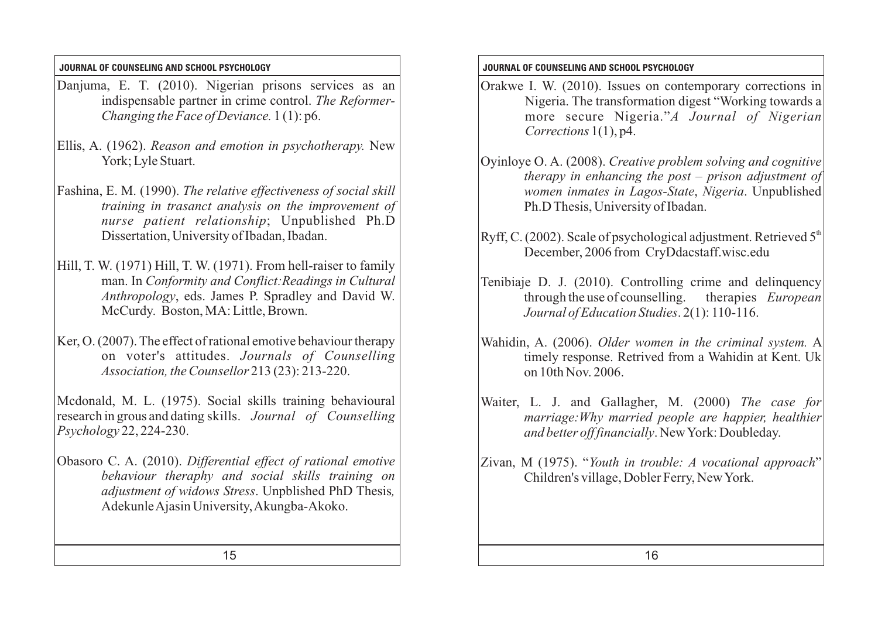Danjuma, E. T. (2010). Nigerian prisons services as an indispensable partner in crime control. *The Reformer-Changing the Face of Deviance.* 1 (1): p6.

Ellis, A. (1962). *Reason and emotion in psychotherapy.* New York; Lyle Stuart.

Fashina, E. M. (1990). *The relative effectiveness of social skill training in trasanct analysis on the improvement of nurse patient relationship*; Unpublished Ph.D Dissertation, University of Ibadan, Ibadan.

Hill, T. W. (1971) Hill, T. W. (1971). From hell-raiser to family man. In *Conformity and Conflict:Readings in Cultural Anthropology*, eds. James P. Spradley and David W. McCurdy. Boston, MA: Little, Brown.

Ker, O. (2007). The effect of rational emotive behaviour therapy on voter's attitudes. *Journals of Counselling Association, the Counsellor* 213 (23): 213-220.

Mcdonald, M. L. (1975). Social skills training behavioural research in grous and dating skills. *Journal of Counselling Psychology* 22, 224-230.

Obasoro C. A. (2010). *Differential effect of rational emotive behaviour theraphy and social skills training on adjustment of widows Stress*. Unpblished PhD Thesis*,* Adekunle Ajasin University, Akungba-Akoko.

Orakwe I. W. (2010). Issues on contemporary corrections in Nigeria. The transformation digest "Working towards a more secure Nigeria."*A Journal of Nigerian Corrections* 1(1), p4.

Oyinloye O. A. (2008). *Creative problem solving and cognitive therapy in enhancing the post – prison adjustment of women inmates in Lagos-State*, *Nigeria*. Unpublished Ph.D Thesis, University of Ibadan.

Ryff, C. (2002). Scale of psychological adjustment. Retrieved 5th December, 2006 from CryDdacstaff.wisc.edu

Tenibiaje D. J. (2010). Controlling crime and delinquency through the use of counselling. therapies *European Journal of Education Studies*. 2(1): 110-116.

Wahidin, A. (2006). *Older women in the criminal system.* A timely response. Retrived from a Wahidin at Kent. Uk on 10th Nov. 2006.

Waiter, L. J. and Gallagher, M. (2000) *The case for marriage:Why married people are happier, healthier and better off financially*. New York: Doubleday.

Zivan, M (1975). "*Youth in trouble: A vocational approach*" Children's village, Dobler Ferry, New York.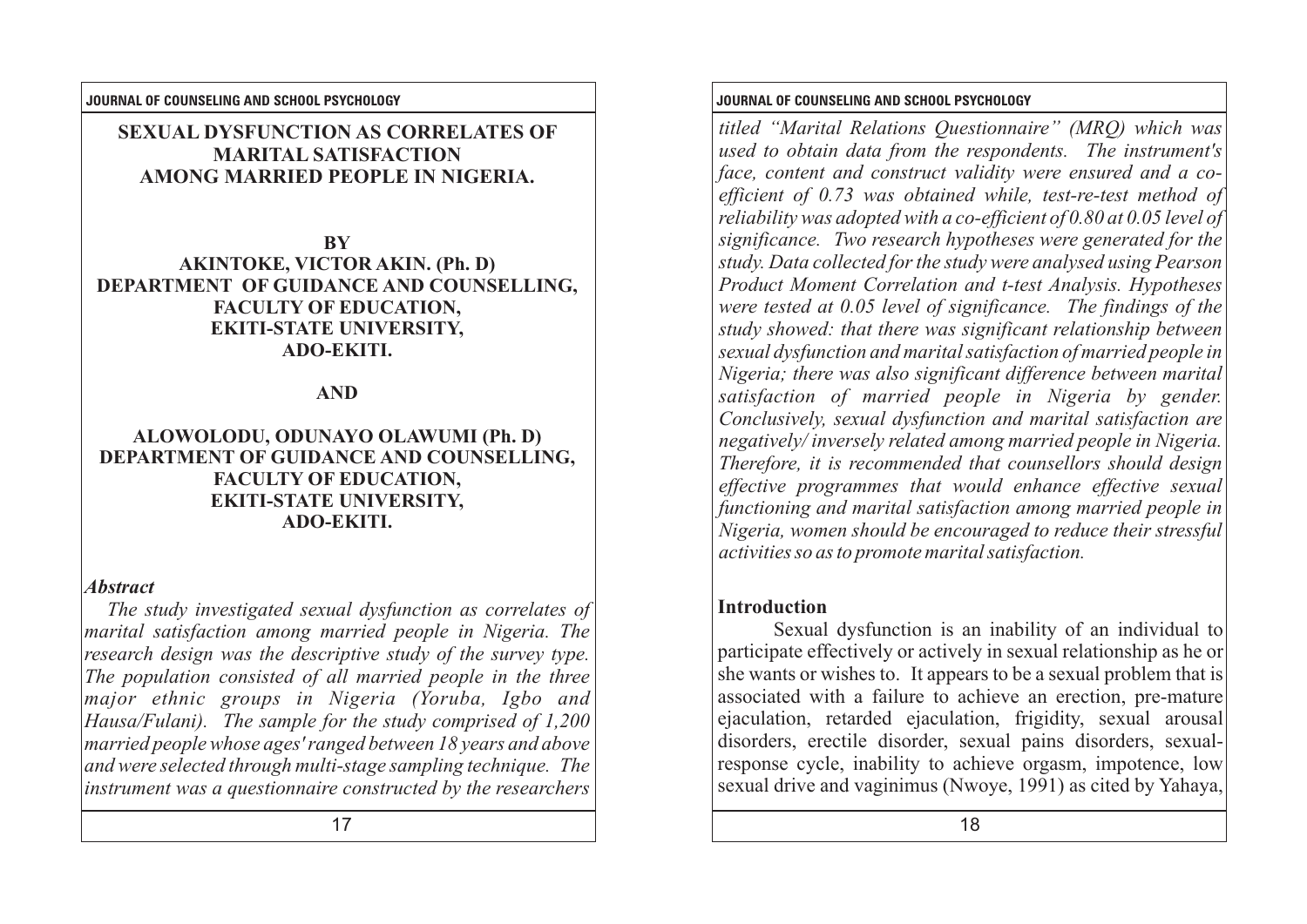# SEXUAL DYSFUNCTION AS CORRELATES OF MARITAL SATISFACTION AMONG MARRIED PEOPLE IN NIGERIA.

**BY**

**AKINTOKE, VICTOR AKIN. (Ph. D)**
**DEPARTMENT OF GUIDANCE AND COUNSELLING,**
**FACULTY OF EDUCATION,**
**EKITI-STATE UNIVERSITY,**
**ADO-EKITI.**

**AND**

**ALOWOLODU, ODUNAYO OLAWUMI (Ph. D)**
**DEPARTMENT OF GUIDANCE AND COUNSELLING,**
**FACULTY OF EDUCATION,**
**EKITI-STATE UNIVERSITY,**
**ADO-EKITI.**

***Abstract***

*The study investigated sexual dysfunction as correlates of marital satisfaction among married people in Nigeria. The research design was the descriptive study of the survey type. The population consisted of all married people in the three major ethnic groups in Nigeria (Yoruba, Igbo and Hausa/Fulani). The sample for the study comprised of 1,200 married people whose ages' ranged between 18 years and above and were selected through multi-stage sampling technique. The instrument was a questionnaire constructed by the researchers titled "Marital Relations Questionnaire" (MRQ) which was used to obtain data from the respondents. The instrument's face, content and construct validity were ensured and a co-efficient of 0.73 was obtained while, test-re-test method of reliability was adopted with a co-efficient of 0.80 at 0.05 level of significance. Two research hypotheses were generated for the study. Data collected for the study were analysed using Pearson Product Moment Correlation and t-test Analysis. Hypotheses were tested at 0.05 level of significance. The findings of the study showed: that there was significant relationship between sexual dysfunction and marital satisfaction of married people in Nigeria; there was also significant difference between marital satisfaction of married people in Nigeria by gender. Conclusively, sexual dysfunction and marital satisfaction are negatively/ inversely related among married people in Nigeria. Therefore, it is recommended that counsellors should design effective programmes that would enhance effective sexual functioning and marital satisfaction among married people in Nigeria, women should be encouraged to reduce their stressful activities so as to promote marital satisfaction.*

## Introduction

Sexual dysfunction is an inability of an individual to participate effectively or actively in sexual relationship as he or she wants or wishes to. It appears to be a sexual problem that is associated with a failure to achieve an erection, pre-mature ejaculation, retarded ejaculation, frigidity, sexual arousal disorders, erectile disorder, sexual pains disorders, sexual-response cycle, inability to achieve orgasm, impotence, low sexual drive and vaginimus (Nwoye, 1991) as cited by Yahaya,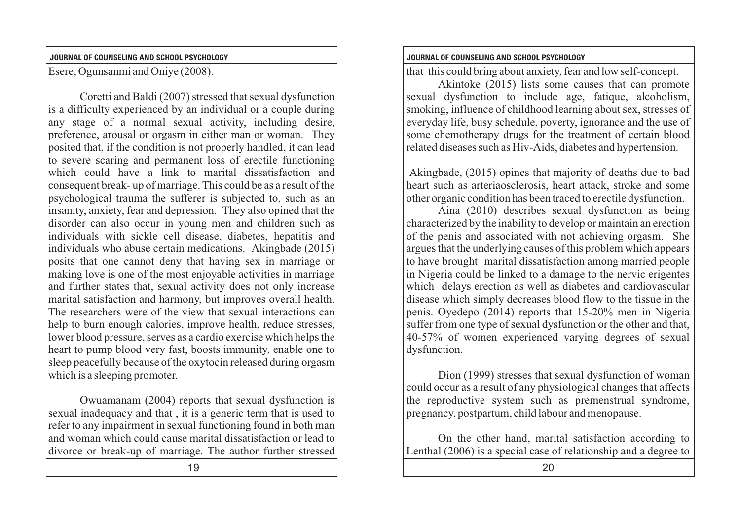Esere, Ogunsanmi and Oniye (2008).

Coretti and Baldi (2007) stressed that sexual dysfunction is a difficulty experienced by an individual or a couple during any stage of a normal sexual activity, including desire, preference, arousal or orgasm in either man or woman. They posited that, if the condition is not properly handled, it can lead to severe scaring and permanent loss of erectile functioning which could have a link to marital dissatisfaction and consequent break- up of marriage. This could be as a result of the psychological trauma the sufferer is subjected to, such as an insanity, anxiety, fear and depression. They also opined that the disorder can also occur in young men and children such as individuals with sickle cell disease, diabetes, hepatitis and individuals who abuse certain medications. Akingbade (2015) posits that one cannot deny that having sex in marriage or making love is one of the most enjoyable activities in marriage and further states that, sexual activity does not only increase marital satisfaction and harmony, but improves overall health. The researchers were of the view that sexual interactions can help to burn enough calories, improve health, reduce stresses, lower blood pressure, serves as a cardio exercise which helps the heart to pump blood very fast, boosts immunity, enable one to sleep peacefully because of the oxytocin released during orgasm which is a sleeping promoter.

Owuamanam (2004) reports that sexual dysfunction is sexual inadequacy and that , it is a generic term that is used to refer to any impairment in sexual functioning found in both man and woman which could cause marital dissatisfaction or lead to divorce or break-up of marriage. The author further stressed that this could bring about anxiety, fear and low self-concept.

Akintoke (2015) lists some causes that can promote sexual dysfunction to include age, fatique, alcoholism, smoking, influence of childhood learning about sex, stresses of everyday life, busy schedule, poverty, ignorance and the use of some chemotherapy drugs for the treatment of certain blood related diseases such as Hiv-Aids, diabetes and hypertension.

Akingbade, (2015) opines that majority of deaths due to bad heart such as arteriaosclerosis, heart attack, stroke and some other organic condition has been traced to erectile dysfunction.

Aina (2010) describes sexual dysfunction as being characterized by the inability to develop or maintain an erection of the penis and associated with not achieving orgasm. She argues that the underlying causes of this problem which appears to have brought marital dissatisfaction among married people in Nigeria could be linked to a damage to the nervic erigentes which delays erection as well as diabetes and cardiovascular disease which simply decreases blood flow to the tissue in the penis. Oyedepo (2014) reports that 15-20% men in Nigeria suffer from one type of sexual dysfunction or the other and that, 40-57% of women experienced varying degrees of sexual dysfunction.

Dion (1999) stresses that sexual dysfunction of woman could occur as a result of any physiological changes that affects the reproductive system such as premenstrual syndrome, pregnancy, postpartum, child labour and menopause.

On the other hand, marital satisfaction according to Lenthal (2006) is a special case of relationship and a degree to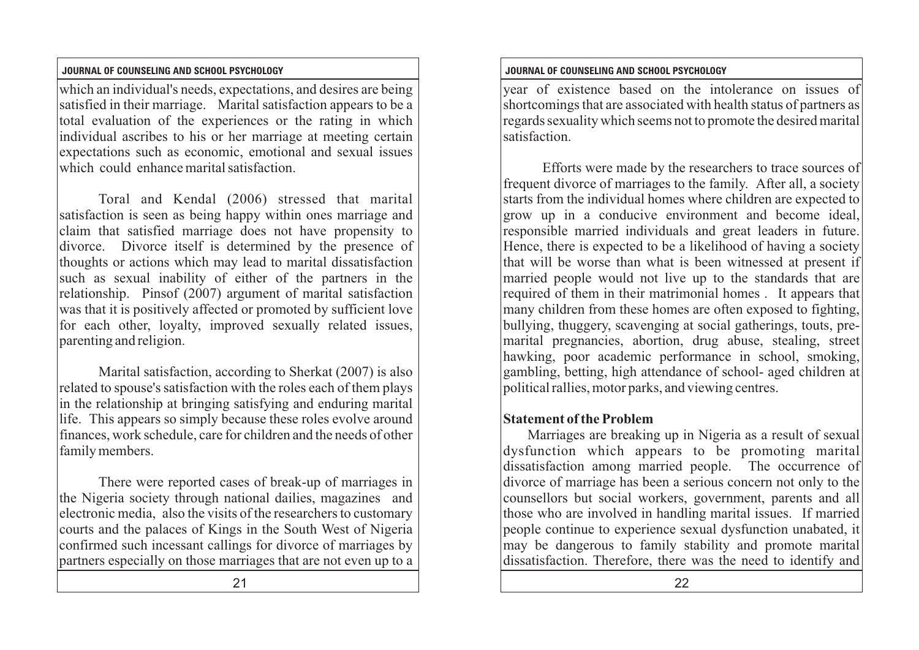which an individual's needs, expectations, and desires are being satisfied in their marriage. Marital satisfaction appears to be a total evaluation of the experiences or the rating in which individual ascribes to his or her marriage at meeting certain expectations such as economic, emotional and sexual issues which could enhance marital satisfaction.

Toral and Kendal (2006) stressed that marital satisfaction is seen as being happy within ones marriage and claim that satisfied marriage does not have propensity to divorce. Divorce itself is determined by the presence of thoughts or actions which may lead to marital dissatisfaction such as sexual inability of either of the partners in the relationship. Pinsof (2007) argument of marital satisfaction was that it is positively affected or promoted by sufficient love for each other, loyalty, improved sexually related issues, parenting and religion.

Marital satisfaction, according to Sherkat (2007) is also related to spouse's satisfaction with the roles each of them plays in the relationship at bringing satisfying and enduring marital life. This appears so simply because these roles evolve around finances, work schedule, care for children and the needs of other family members.

There were reported cases of break-up of marriages in the Nigeria society through national dailies, magazines and electronic media, also the visits of the researchers to customary courts and the palaces of Kings in the South West of Nigeria confirmed such incessant callings for divorce of marriages by partners especially on those marriages that are not even up to a year of existence based on the intolerance on issues of shortcomings that are associated with health status of partners as regards sexuality which seems not to promote the desired marital satisfaction.

Efforts were made by the researchers to trace sources of frequent divorce of marriages to the family. After all, a society starts from the individual homes where children are expected to grow up in a conducive environment and become ideal, responsible married individuals and great leaders in future. Hence, there is expected to be a likelihood of having a society that will be worse than what is been witnessed at present if married people would not live up to the standards that are required of them in their matrimonial homes . It appears that many children from these homes are often exposed to fighting, bullying, thuggery, scavenging at social gatherings, touts, pre-marital pregnancies, abortion, drug abuse, stealing, street hawking, poor academic performance in school, smoking, gambling, betting, high attendance of school- aged children at political rallies, motor parks, and viewing centres.

## Statement of the Problem

Marriages are breaking up in Nigeria as a result of sexual dysfunction which appears to be promoting marital dissatisfaction among married people. The occurrence of divorce of marriage has been a serious concern not only to the counsellors but social workers, government, parents and all those who are involved in handling marital issues. If married people continue to experience sexual dysfunction unabated, it may be dangerous to family stability and promote marital dissatisfaction. Therefore, there was the need to identify and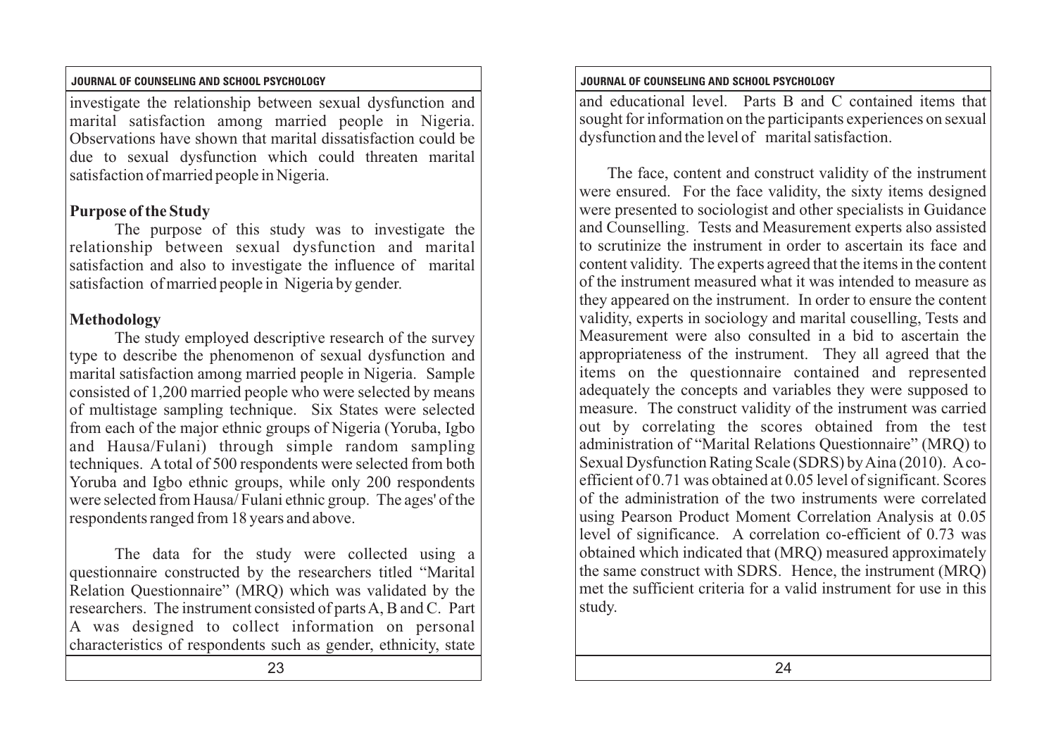investigate the relationship between sexual dysfunction and marital satisfaction among married people in Nigeria. Observations have shown that marital dissatisfaction could be due to sexual dysfunction which could threaten marital satisfaction of married people in Nigeria.

**Purpose of the Study**

The purpose of this study was to investigate the relationship between sexual dysfunction and marital satisfaction and also to investigate the influence of marital satisfaction of married people in Nigeria by gender.

**Methodology**

The study employed descriptive research of the survey type to describe the phenomenon of sexual dysfunction and marital satisfaction among married people in Nigeria. Sample consisted of 1,200 married people who were selected by means of multistage sampling technique. Six States were selected from each of the major ethnic groups of Nigeria (Yoruba, Igbo and Hausa/Fulani) through simple random sampling techniques. A total of 500 respondents were selected from both Yoruba and Igbo ethnic groups, while only 200 respondents were selected from Hausa/ Fulani ethnic group. The ages' of the respondents ranged from 18 years and above.

The data for the study were collected using a questionnaire constructed by the researchers titled "Marital Relation Questionnaire" (MRQ) which was validated by the researchers. The instrument consisted of parts A, B and C. Part A was designed to collect information on personal characteristics of respondents such as gender, ethnicity, state and educational level. Parts B and C contained items that sought for information on the participants experiences on sexual dysfunction and the level of marital satisfaction.

The face, content and construct validity of the instrument were ensured. For the face validity, the sixty items designed were presented to sociologist and other specialists in Guidance and Counselling. Tests and Measurement experts also assisted to scrutinize the instrument in order to ascertain its face and content validity. The experts agreed that the items in the content of the instrument measured what it was intended to measure as they appeared on the instrument. In order to ensure the content validity, experts in sociology and marital couselling, Tests and Measurement were also consulted in a bid to ascertain the appropriateness of the instrument. They all agreed that the items on the questionnaire contained and represented adequately the concepts and variables they were supposed to measure. The construct validity of the instrument was carried out by correlating the scores obtained from the test administration of "Marital Relations Questionnaire" (MRQ) to Sexual Dysfunction Rating Scale (SDRS) by Aina (2010). A co-efficient of 0.71 was obtained at 0.05 level of significant. Scores of the administration of the two instruments were correlated using Pearson Product Moment Correlation Analysis at 0.05 level of significance. A correlation co-efficient of 0.73 was obtained which indicated that (MRQ) measured approximately the same construct with SDRS. Hence, the instrument (MRQ) met the sufficient criteria for a valid instrument for use in this study.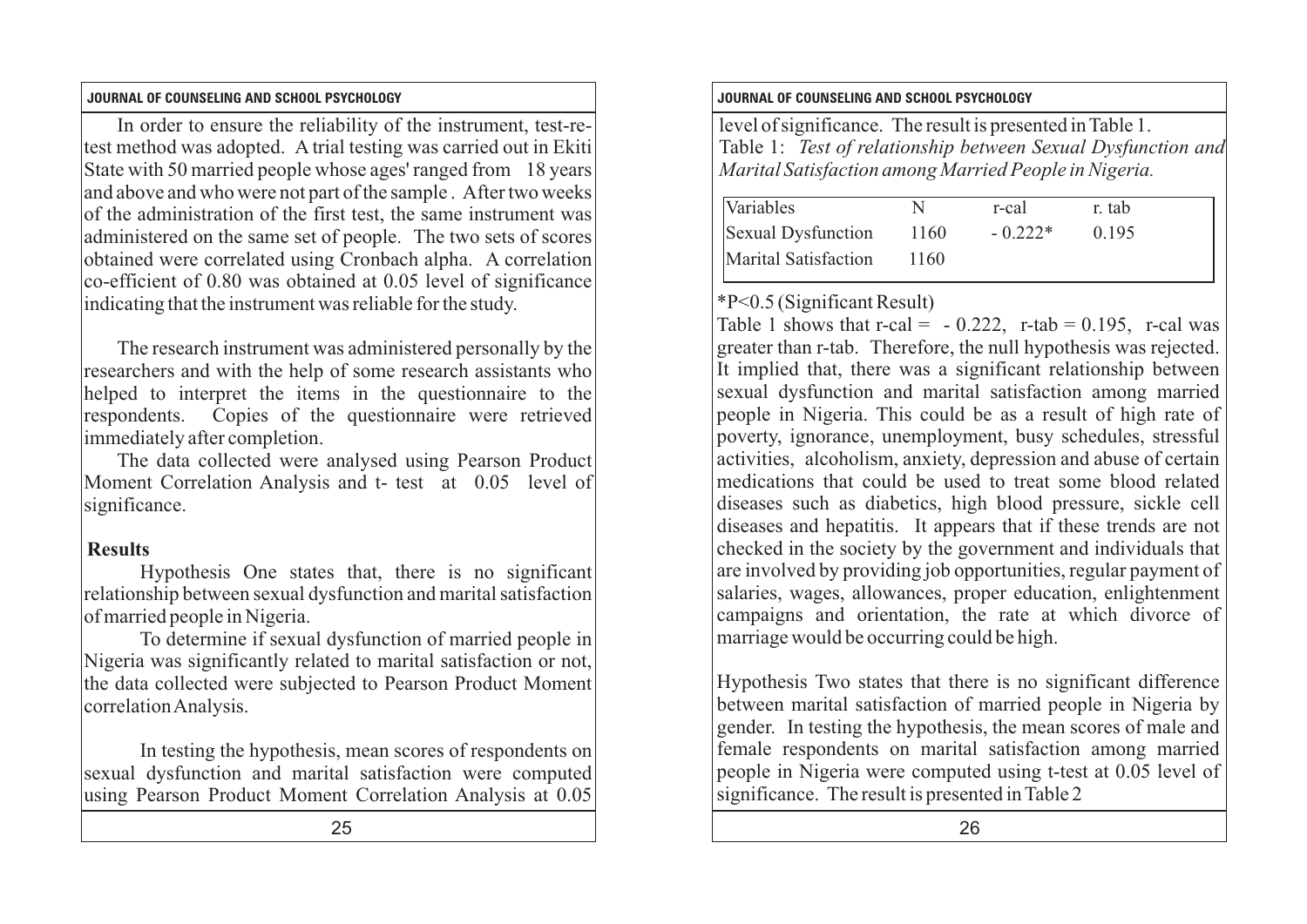In order to ensure the reliability of the instrument, test-retest method was adopted. A trial testing was carried out in Ekiti State with 50 married people whose ages' ranged from 18 years and above and who were not part of the sample . After two weeks of the administration of the first test, the same instrument was administered on the same set of people. The two sets of scores obtained were correlated using Cronbach alpha. A correlation co-efficient of 0.80 was obtained at 0.05 level of significance indicating that the instrument was reliable for the study.

The research instrument was administered personally by the researchers and with the help of some research assistants who helped to interpret the items in the questionnaire to the respondents. Copies of the questionnaire were retrieved immediately after completion.

The data collected were analysed using Pearson Product Moment Correlation Analysis and t- test at 0.05 level of significance.

**Results**

Hypothesis One states that, there is no significant relationship between sexual dysfunction and marital satisfaction of married people in Nigeria.

To determine if sexual dysfunction of married people in Nigeria was significantly related to marital satisfaction or not, the data collected were subjected to Pearson Product Moment correlation Analysis.

In testing the hypothesis, mean scores of respondents on sexual dysfunction and marital satisfaction were computed using Pearson Product Moment Correlation Analysis at 0.05 level of significance. The result is presented in Table 1.

Table 1: *Test of relationship between Sexual Dysfunction and Marital Satisfaction among Married People in Nigeria.*

| Variables | N | r-cal | r. tab |
|---|---|---|---|
| Sexual Dysfunction | 1160 | - 0.222* | 0.195 |
| Marital Satisfaction | 1160 | | |

*P<0.5 (Significant Result)

Table 1 shows that r-cal = - 0.222, r-tab = 0.195, r-cal was greater than r-tab. Therefore, the null hypothesis was rejected. It implied that, there was a significant relationship between sexual dysfunction and marital satisfaction among married people in Nigeria. This could be as a result of high rate of poverty, ignorance, unemployment, busy schedules, stressful activities, alcoholism, anxiety, depression and abuse of certain medications that could be used to treat some blood related diseases such as diabetics, high blood pressure, sickle cell diseases and hepatitis. It appears that if these trends are not checked in the society by the government and individuals that are involved by providing job opportunities, regular payment of salaries, wages, allowances, proper education, enlightenment campaigns and orientation, the rate at which divorce of marriage would be occurring could be high.

Hypothesis Two states that there is no significant difference between marital satisfaction of married people in Nigeria by gender. In testing the hypothesis, the mean scores of male and female respondents on marital satisfaction among married people in Nigeria were computed using t-test at 0.05 level of significance. The result is presented in Table 2